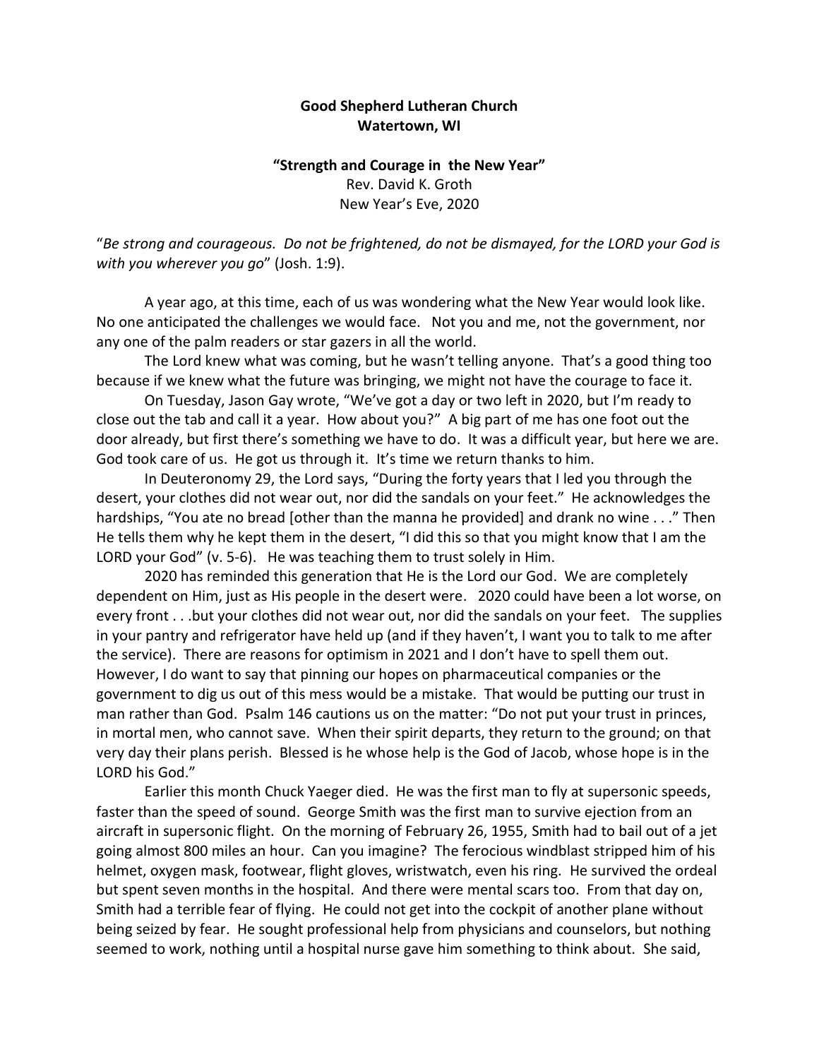**Good Shepherd Lutheran Church**
**Watertown, WI**

**"Strength and Courage in the New Year"**
Rev. David K. Groth
New Year's Eve, 2020

"*Be strong and courageous. Do not be frightened, do not be dismayed, for the LORD your God is with you wherever you go*" (Josh. 1:9).

A year ago, at this time, each of us was wondering what the New Year would look like. No one anticipated the challenges we would face. Not you and me, not the government, nor any one of the palm readers or star gazers in all the world.

The Lord knew what was coming, but he wasn't telling anyone. That's a good thing too because if we knew what the future was bringing, we might not have the courage to face it.

On Tuesday, Jason Gay wrote, "We've got a day or two left in 2020, but I'm ready to close out the tab and call it a year. How about you?" A big part of me has one foot out the door already, but first there's something we have to do. It was a difficult year, but here we are. God took care of us. He got us through it. It's time we return thanks to him.

In Deuteronomy 29, the Lord says, "During the forty years that I led you through the desert, your clothes did not wear out, nor did the sandals on your feet." He acknowledges the hardships, "You ate no bread [other than the manna he provided] and drank no wine . . ." Then He tells them why he kept them in the desert, "I did this so that you might know that I am the LORD your God" (v. 5-6). He was teaching them to trust solely in Him.

2020 has reminded this generation that He is the Lord our God. We are completely dependent on Him, just as His people in the desert were. 2020 could have been a lot worse, on every front . . .but your clothes did not wear out, nor did the sandals on your feet. The supplies in your pantry and refrigerator have held up (and if they haven't, I want you to talk to me after the service). There are reasons for optimism in 2021 and I don't have to spell them out. However, I do want to say that pinning our hopes on pharmaceutical companies or the government to dig us out of this mess would be a mistake. That would be putting our trust in man rather than God. Psalm 146 cautions us on the matter: "Do not put your trust in princes, in mortal men, who cannot save. When their spirit departs, they return to the ground; on that very day their plans perish. Blessed is he whose help is the God of Jacob, whose hope is in the LORD his God."

Earlier this month Chuck Yaeger died. He was the first man to fly at supersonic speeds, faster than the speed of sound. George Smith was the first man to survive ejection from an aircraft in supersonic flight. On the morning of February 26, 1955, Smith had to bail out of a jet going almost 800 miles an hour. Can you imagine? The ferocious windblast stripped him of his helmet, oxygen mask, footwear, flight gloves, wristwatch, even his ring. He survived the ordeal but spent seven months in the hospital. And there were mental scars too. From that day on, Smith had a terrible fear of flying. He could not get into the cockpit of another plane without being seized by fear. He sought professional help from physicians and counselors, but nothing seemed to work, nothing until a hospital nurse gave him something to think about. She said,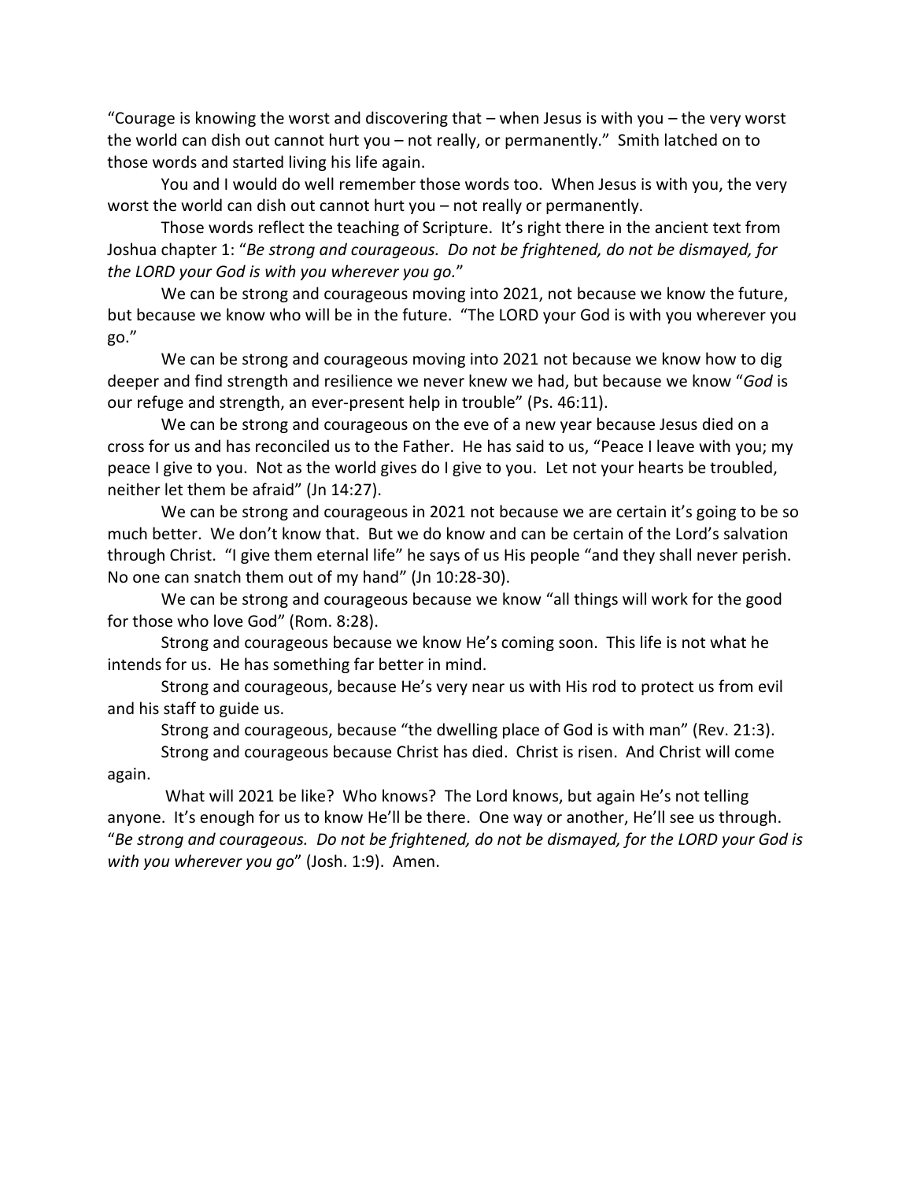"Courage is knowing the worst and discovering that – when Jesus is with you – the very worst the world can dish out cannot hurt you – not really, or permanently." Smith latched on to those words and started living his life again.

You and I would do well remember those words too. When Jesus is with you, the very worst the world can dish out cannot hurt you – not really or permanently.

Those words reflect the teaching of Scripture. It's right there in the ancient text from Joshua chapter 1: "*Be strong and courageous. Do not be frightened, do not be dismayed, for the LORD your God is with you wherever you go.*"

We can be strong and courageous moving into 2021, not because we know the future, but because we know who will be in the future. "The LORD your God is with you wherever you go."

We can be strong and courageous moving into 2021 not because we know how to dig deeper and find strength and resilience we never knew we had, but because we know "*God* is our refuge and strength, an ever-present help in trouble" (Ps. 46:11).

We can be strong and courageous on the eve of a new year because Jesus died on a cross for us and has reconciled us to the Father. He has said to us, "Peace I leave with you; my peace I give to you. Not as the world gives do I give to you. Let not your hearts be troubled, neither let them be afraid" (Jn 14:27).

We can be strong and courageous in 2021 not because we are certain it's going to be so much better. We don't know that. But we do know and can be certain of the Lord's salvation through Christ. "I give them eternal life" he says of us His people "and they shall never perish. No one can snatch them out of my hand" (Jn 10:28-30).

We can be strong and courageous because we know "all things will work for the good for those who love God" (Rom. 8:28).

Strong and courageous because we know He's coming soon. This life is not what he intends for us. He has something far better in mind.

Strong and courageous, because He's very near us with His rod to protect us from evil and his staff to guide us.

Strong and courageous, because "the dwelling place of God is with man" (Rev. 21:3).

Strong and courageous because Christ has died. Christ is risen. And Christ will come again.

What will 2021 be like? Who knows? The Lord knows, but again He's not telling anyone. It's enough for us to know He'll be there. One way or another, He'll see us through. "*Be strong and courageous. Do not be frightened, do not be dismayed, for the LORD your God is with you wherever you go*" (Josh. 1:9). Amen.